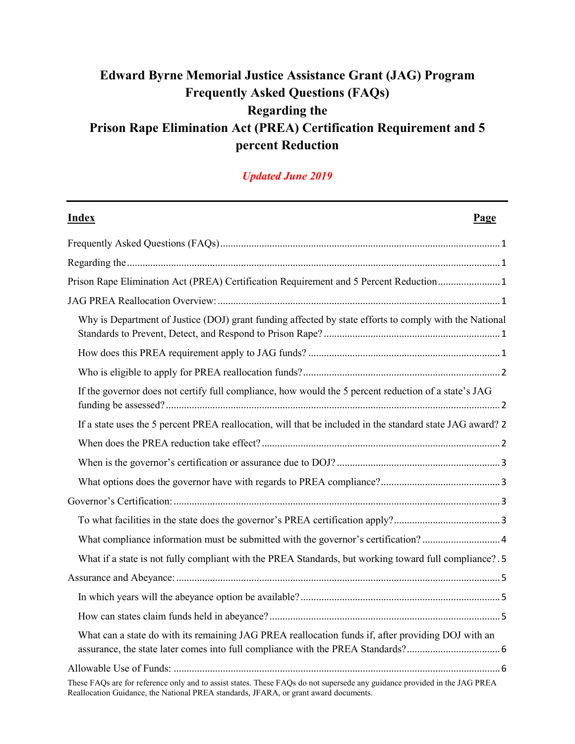# Edward Byrne Memorial Justice Assistance Grant (JAG) Program Frequently Asked Questions (FAQs) Regarding the Prison Rape Elimination Act (PREA) Certification Requirement and 5 percent Reduction

***Updated June 2019***

---

| **Index** | **Page** |
| --- | --- |
| Frequently Asked Questions (FAQs) | 1 |
| Regarding the | 1 |
| Prison Rape Elimination Act (PREA) Certification Requirement and 5 Percent Reduction | 1 |
| JAG PREA Reallocation Overview: | 1 |
| Why is Department of Justice (DOJ) grant funding affected by state efforts to comply with the National Standards to Prevent, Detect, and Respond to Prison Rape? | 1 |
| How does this PREA requirement apply to JAG funds? | 1 |
| Who is eligible to apply for PREA reallocation funds? | 2 |
| If the governor does not certify full compliance, how would the 5 percent reduction of a state's JAG funding be assessed? | 2 |
| If a state uses the 5 percent PREA reallocation, will that be included in the standard state JAG award? | 2 |
| When does the PREA reduction take effect? | 2 |
| When is the governor's certification or assurance due to DOJ? | 3 |
| What options does the governor have with regards to PREA compliance? | 3 |
| Governor's Certification: | 3 |
| To what facilities in the state does the governor's PREA certification apply? | 3 |
| What compliance information must be submitted with the governor's certification? | 4 |
| What if a state is not fully compliant with the PREA Standards, but working toward full compliance? | 5 |
| Assurance and Abeyance: | 5 |
| In which years will the abeyance option be available? | 5 |
| How can states claim funds held in abeyance? | 5 |
| What can a state do with its remaining JAG PREA reallocation funds if, after providing DOJ with an assurance, the state later comes into full compliance with the PREA Standards? | 6 |
| Allowable Use of Funds: | 6 |

These FAQs are for reference only and to assist states. These FAQs do not supersede any guidance provided in the JAG PREA Reallocation Guidance, the National PREA standards, JFARA, or grant award documents.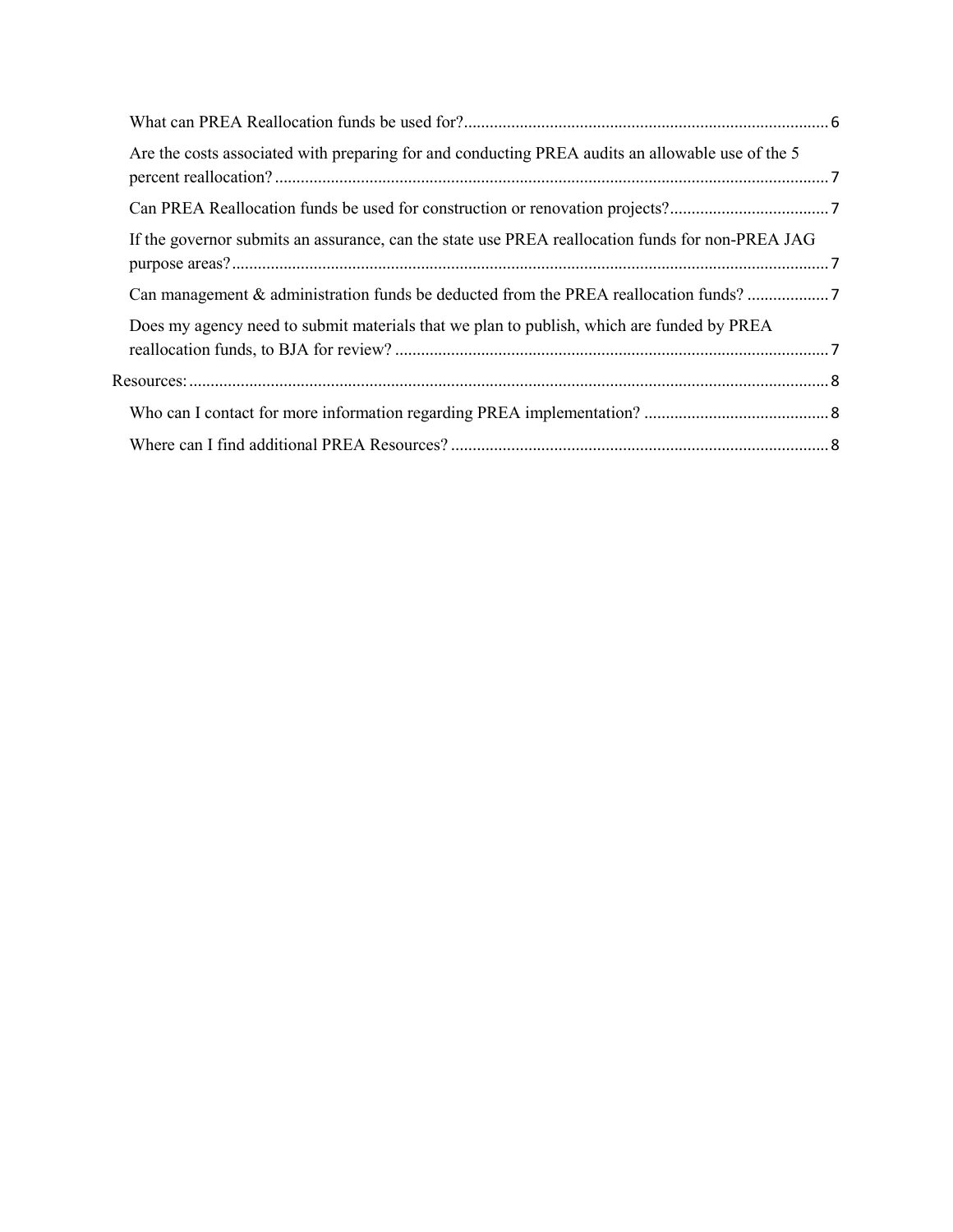What can PREA Reallocation funds be used for? 6

Are the costs associated with preparing for and conducting PREA audits an allowable use of the 5 percent reallocation? 7

Can PREA Reallocation funds be used for construction or renovation projects? 7

If the governor submits an assurance, can the state use PREA reallocation funds for non-PREA JAG purpose areas? 7

Can management & administration funds be deducted from the PREA reallocation funds? 7

Does my agency need to submit materials that we plan to publish, which are funded by PREA reallocation funds, to BJA for review? 7

Resources: 8

Who can I contact for more information regarding PREA implementation? 8

Where can I find additional PREA Resources? 8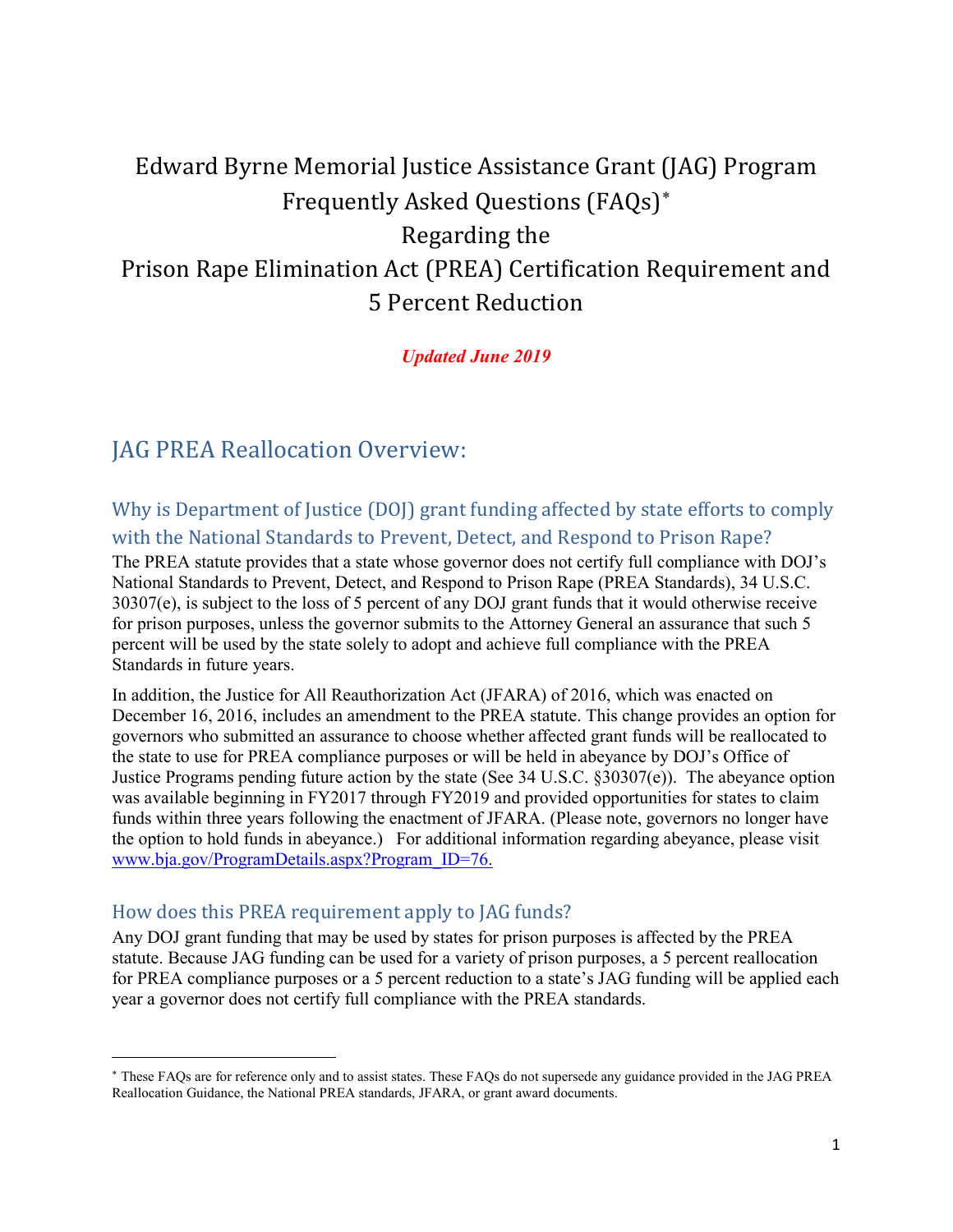# Edward Byrne Memorial Justice Assistance Grant (JAG) Program Frequently Asked Questions (FAQs)*
# Regarding the
# Prison Rape Elimination Act (PREA) Certification Requirement and 5 Percent Reduction

***Updated June 2019***

## JAG PREA Reallocation Overview:

### Why is Department of Justice (DOJ) grant funding affected by state efforts to comply with the National Standards to Prevent, Detect, and Respond to Prison Rape?

The PREA statute provides that a state whose governor does not certify full compliance with DOJ's National Standards to Prevent, Detect, and Respond to Prison Rape (PREA Standards), 34 U.S.C. 30307(e), is subject to the loss of 5 percent of any DOJ grant funds that it would otherwise receive for prison purposes, unless the governor submits to the Attorney General an assurance that such 5 percent will be used by the state solely to adopt and achieve full compliance with the PREA Standards in future years.

In addition, the Justice for All Reauthorization Act (JFARA) of 2016, which was enacted on December 16, 2016, includes an amendment to the PREA statute. This change provides an option for governors who submitted an assurance to choose whether affected grant funds will be reallocated to the state to use for PREA compliance purposes or will be held in abeyance by DOJ's Office of Justice Programs pending future action by the state (See 34 U.S.C. §30307(e)). The abeyance option was available beginning in FY2017 through FY2019 and provided opportunities for states to claim funds within three years following the enactment of JFARA. (Please note, governors no longer have the option to hold funds in abeyance.) For additional information regarding abeyance, please visit www.bja.gov/ProgramDetails.aspx?Program_ID=76.

### How does this PREA requirement apply to JAG funds?

Any DOJ grant funding that may be used by states for prison purposes is affected by the PREA statute. Because JAG funding can be used for a variety of prison purposes, a 5 percent reallocation for PREA compliance purposes or a 5 percent reduction to a state's JAG funding will be applied each year a governor does not certify full compliance with the PREA standards.

---

* These FAQs are for reference only and to assist states. These FAQs do not supersede any guidance provided in the JAG PREA Reallocation Guidance, the National PREA standards, JFARA, or grant award documents.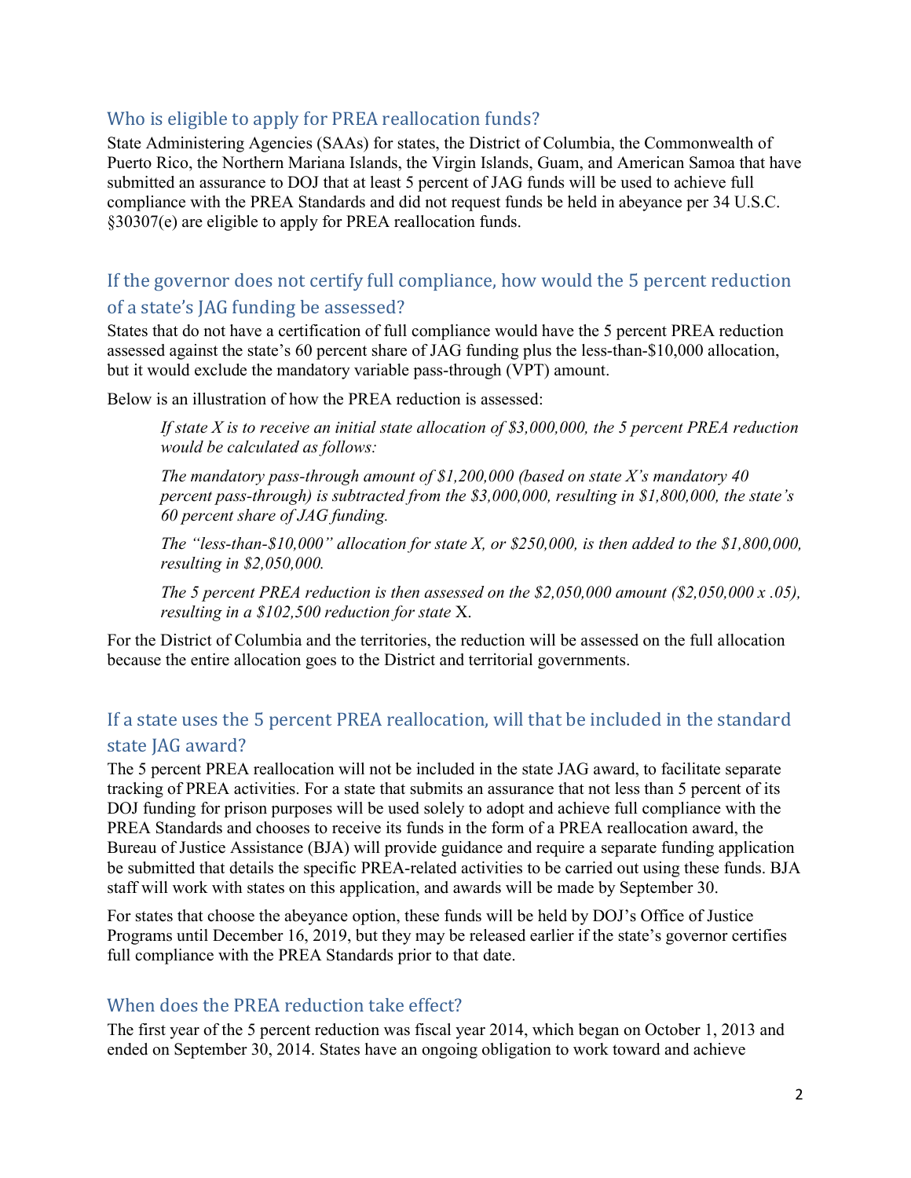## Who is eligible to apply for PREA reallocation funds?

State Administering Agencies (SAAs) for states, the District of Columbia, the Commonwealth of Puerto Rico, the Northern Mariana Islands, the Virgin Islands, Guam, and American Samoa that have submitted an assurance to DOJ that at least 5 percent of JAG funds will be used to achieve full compliance with the PREA Standards and did not request funds be held in abeyance per 34 U.S.C. §30307(e) are eligible to apply for PREA reallocation funds.

## If the governor does not certify full compliance, how would the 5 percent reduction of a state's JAG funding be assessed?

States that do not have a certification of full compliance would have the 5 percent PREA reduction assessed against the state's 60 percent share of JAG funding plus the less-than-$10,000 allocation, but it would exclude the mandatory variable pass-through (VPT) amount.

Below is an illustration of how the PREA reduction is assessed:

> *If state X is to receive an initial state allocation of $3,000,000, the 5 percent PREA reduction would be calculated as follows:*
>
> *The mandatory pass-through amount of $1,200,000 (based on state X's mandatory 40 percent pass-through) is subtracted from the $3,000,000, resulting in $1,800,000, the state's 60 percent share of JAG funding.*
>
> *The "less-than-$10,000" allocation for state X, or $250,000, is then added to the $1,800,000, resulting in $2,050,000.*
>
> *The 5 percent PREA reduction is then assessed on the $2,050,000 amount ($2,050,000 x .05), resulting in a $102,500 reduction for state* X.

For the District of Columbia and the territories, the reduction will be assessed on the full allocation because the entire allocation goes to the District and territorial governments.

## If a state uses the 5 percent PREA reallocation, will that be included in the standard state JAG award?

The 5 percent PREA reallocation will not be included in the state JAG award, to facilitate separate tracking of PREA activities. For a state that submits an assurance that not less than 5 percent of its DOJ funding for prison purposes will be used solely to adopt and achieve full compliance with the PREA Standards and chooses to receive its funds in the form of a PREA reallocation award, the Bureau of Justice Assistance (BJA) will provide guidance and require a separate funding application be submitted that details the specific PREA-related activities to be carried out using these funds. BJA staff will work with states on this application, and awards will be made by September 30.

For states that choose the abeyance option, these funds will be held by DOJ's Office of Justice Programs until December 16, 2019, but they may be released earlier if the state's governor certifies full compliance with the PREA Standards prior to that date.

## When does the PREA reduction take effect?

The first year of the 5 percent reduction was fiscal year 2014, which began on October 1, 2013 and ended on September 30, 2014. States have an ongoing obligation to work toward and achieve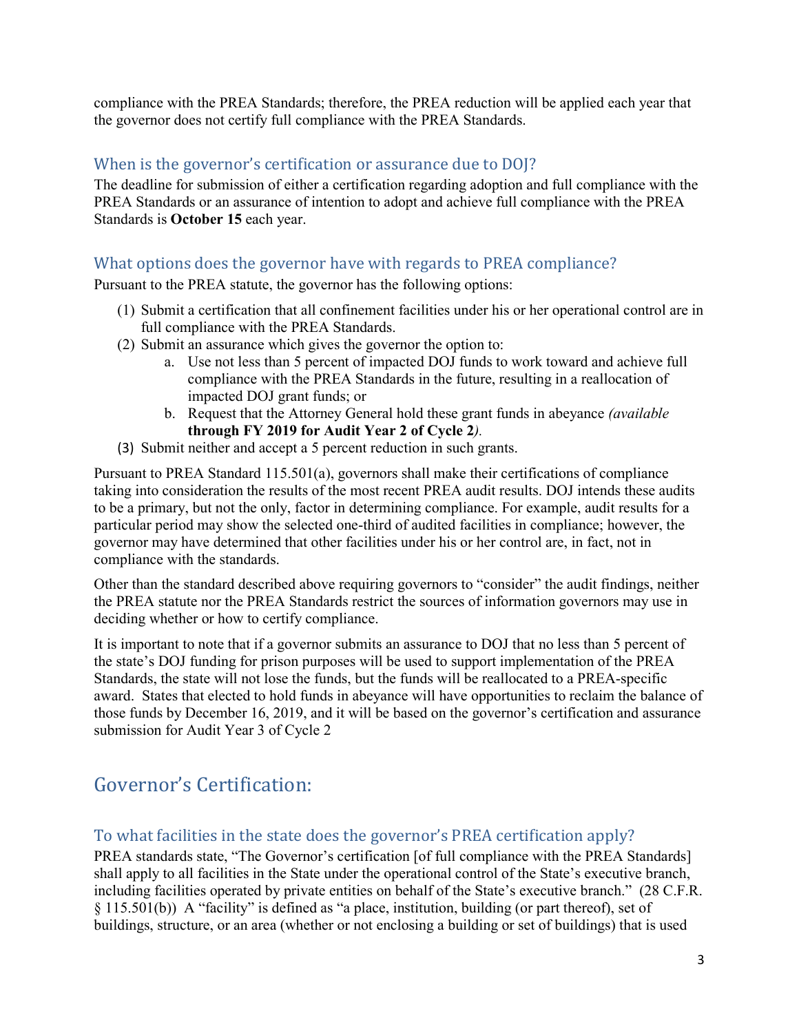compliance with the PREA Standards; therefore, the PREA reduction will be applied each year that the governor does not certify full compliance with the PREA Standards.

### When is the governor's certification or assurance due to DOJ?

The deadline for submission of either a certification regarding adoption and full compliance with the PREA Standards or an assurance of intention to adopt and achieve full compliance with the PREA Standards is **October 15** each year.

### What options does the governor have with regards to PREA compliance?

Pursuant to the PREA statute, the governor has the following options:

(1) Submit a certification that all confinement facilities under his or her operational control are in full compliance with the PREA Standards.
(2) Submit an assurance which gives the governor the option to:
   a. Use not less than 5 percent of impacted DOJ funds to work toward and achieve full compliance with the PREA Standards in the future, resulting in a reallocation of impacted DOJ grant funds; or
   b. Request that the Attorney General hold these grant funds in abeyance *(available* **through FY 2019 for Audit Year 2 of Cycle 2***).*
(3) Submit neither and accept a 5 percent reduction in such grants.

Pursuant to PREA Standard 115.501(a), governors shall make their certifications of compliance taking into consideration the results of the most recent PREA audit results. DOJ intends these audits to be a primary, but not the only, factor in determining compliance. For example, audit results for a particular period may show the selected one-third of audited facilities in compliance; however, the governor may have determined that other facilities under his or her control are, in fact, not in compliance with the standards.

Other than the standard described above requiring governors to "consider" the audit findings, neither the PREA statute nor the PREA Standards restrict the sources of information governors may use in deciding whether or how to certify compliance.

It is important to note that if a governor submits an assurance to DOJ that no less than 5 percent of the state's DOJ funding for prison purposes will be used to support implementation of the PREA Standards, the state will not lose the funds, but the funds will be reallocated to a PREA-specific award. States that elected to hold funds in abeyance will have opportunities to reclaim the balance of those funds by December 16, 2019, and it will be based on the governor's certification and assurance submission for Audit Year 3 of Cycle 2

## Governor's Certification:

### To what facilities in the state does the governor's PREA certification apply?

PREA standards state, "The Governor's certification [of full compliance with the PREA Standards] shall apply to all facilities in the State under the operational control of the State's executive branch, including facilities operated by private entities on behalf of the State's executive branch." (28 C.F.R. § 115.501(b)) A "facility" is defined as "a place, institution, building (or part thereof), set of buildings, structure, or an area (whether or not enclosing a building or set of buildings) that is used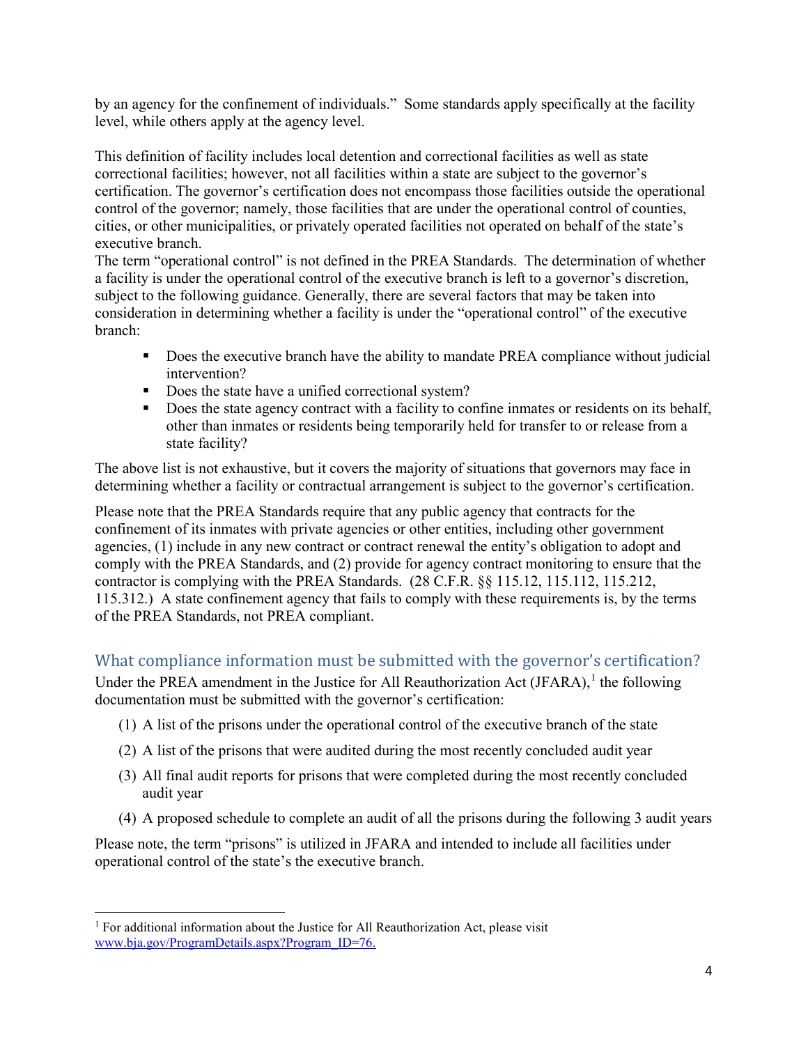by an agency for the confinement of individuals." Some standards apply specifically at the facility level, while others apply at the agency level.

This definition of facility includes local detention and correctional facilities as well as state correctional facilities; however, not all facilities within a state are subject to the governor's certification. The governor's certification does not encompass those facilities outside the operational control of the governor; namely, those facilities that are under the operational control of counties, cities, or other municipalities, or privately operated facilities not operated on behalf of the state's executive branch.

The term "operational control" is not defined in the PREA Standards. The determination of whether a facility is under the operational control of the executive branch is left to a governor's discretion, subject to the following guidance. Generally, there are several factors that may be taken into consideration in determining whether a facility is under the "operational control" of the executive branch:

- Does the executive branch have the ability to mandate PREA compliance without judicial intervention?
- Does the state have a unified correctional system?
- Does the state agency contract with a facility to confine inmates or residents on its behalf, other than inmates or residents being temporarily held for transfer to or release from a state facility?

The above list is not exhaustive, but it covers the majority of situations that governors may face in determining whether a facility or contractual arrangement is subject to the governor's certification.

Please note that the PREA Standards require that any public agency that contracts for the confinement of its inmates with private agencies or other entities, including other government agencies, (1) include in any new contract or contract renewal the entity's obligation to adopt and comply with the PREA Standards, and (2) provide for agency contract monitoring to ensure that the contractor is complying with the PREA Standards. (28 C.F.R. §§ 115.12, 115.112, 115.212, 115.312.) A state confinement agency that fails to comply with these requirements is, by the terms of the PREA Standards, not PREA compliant.

## What compliance information must be submitted with the governor's certification?

Under the PREA amendment in the Justice for All Reauthorization Act (JFARA),[1] the following documentation must be submitted with the governor's certification:

(1) A list of the prisons under the operational control of the executive branch of the state

(2) A list of the prisons that were audited during the most recently concluded audit year

(3) All final audit reports for prisons that were completed during the most recently concluded audit year

(4) A proposed schedule to complete an audit of all the prisons during the following 3 audit years

Please note, the term "prisons" is utilized in JFARA and intended to include all facilities under operational control of the state's the executive branch.

---

[1] For additional information about the Justice for All Reauthorization Act, please visit www.bja.gov/ProgramDetails.aspx?Program_ID=76.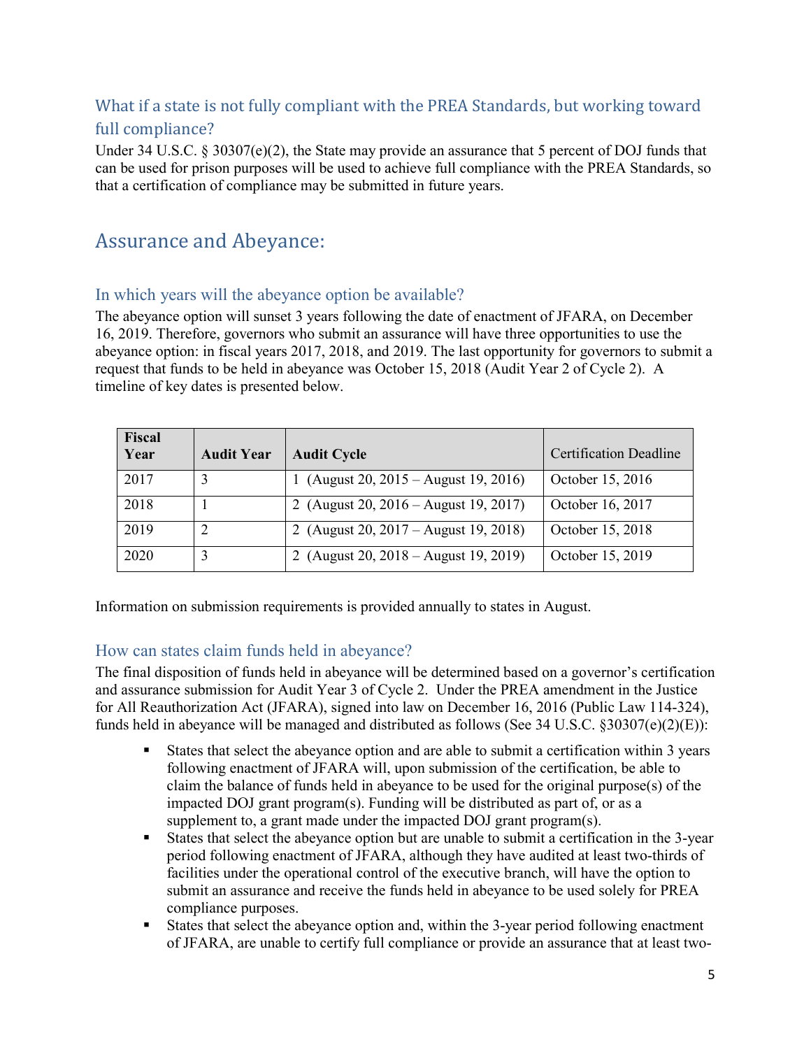### What if a state is not fully compliant with the PREA Standards, but working toward full compliance?

Under 34 U.S.C. § 30307(e)(2), the State may provide an assurance that 5 percent of DOJ funds that can be used for prison purposes will be used to achieve full compliance with the PREA Standards, so that a certification of compliance may be submitted in future years.

## Assurance and Abeyance:

### In which years will the abeyance option be available?

The abeyance option will sunset 3 years following the date of enactment of JFARA, on December 16, 2019. Therefore, governors who submit an assurance will have three opportunities to use the abeyance option: in fiscal years 2017, 2018, and 2019. The last opportunity for governors to submit a request that funds to be held in abeyance was October 15, 2018 (Audit Year 2 of Cycle 2). A timeline of key dates is presented below.

| Fiscal Year | Audit Year | Audit Cycle | Certification Deadline |
|---|---|---|---|
| 2017 | 3 | 1 (August 20, 2015 – August 19, 2016) | October 15, 2016 |
| 2018 | 1 | 2 (August 20, 2016 – August 19, 2017) | October 16, 2017 |
| 2019 | 2 | 2 (August 20, 2017 – August 19, 2018) | October 15, 2018 |
| 2020 | 3 | 2 (August 20, 2018 – August 19, 2019) | October 15, 2019 |

Information on submission requirements is provided annually to states in August.

### How can states claim funds held in abeyance?

The final disposition of funds held in abeyance will be determined based on a governor's certification and assurance submission for Audit Year 3 of Cycle 2. Under the PREA amendment in the Justice for All Reauthorization Act (JFARA), signed into law on December 16, 2016 (Public Law 114-324), funds held in abeyance will be managed and distributed as follows (See 34 U.S.C. §30307(e)(2)(E)):

- States that select the abeyance option and are able to submit a certification within 3 years following enactment of JFARA will, upon submission of the certification, be able to claim the balance of funds held in abeyance to be used for the original purpose(s) of the impacted DOJ grant program(s). Funding will be distributed as part of, or as a supplement to, a grant made under the impacted DOJ grant program(s).
- States that select the abeyance option but are unable to submit a certification in the 3-year period following enactment of JFARA, although they have audited at least two-thirds of facilities under the operational control of the executive branch, will have the option to submit an assurance and receive the funds held in abeyance to be used solely for PREA compliance purposes.
- States that select the abeyance option and, within the 3-year period following enactment of JFARA, are unable to certify full compliance or provide an assurance that at least two-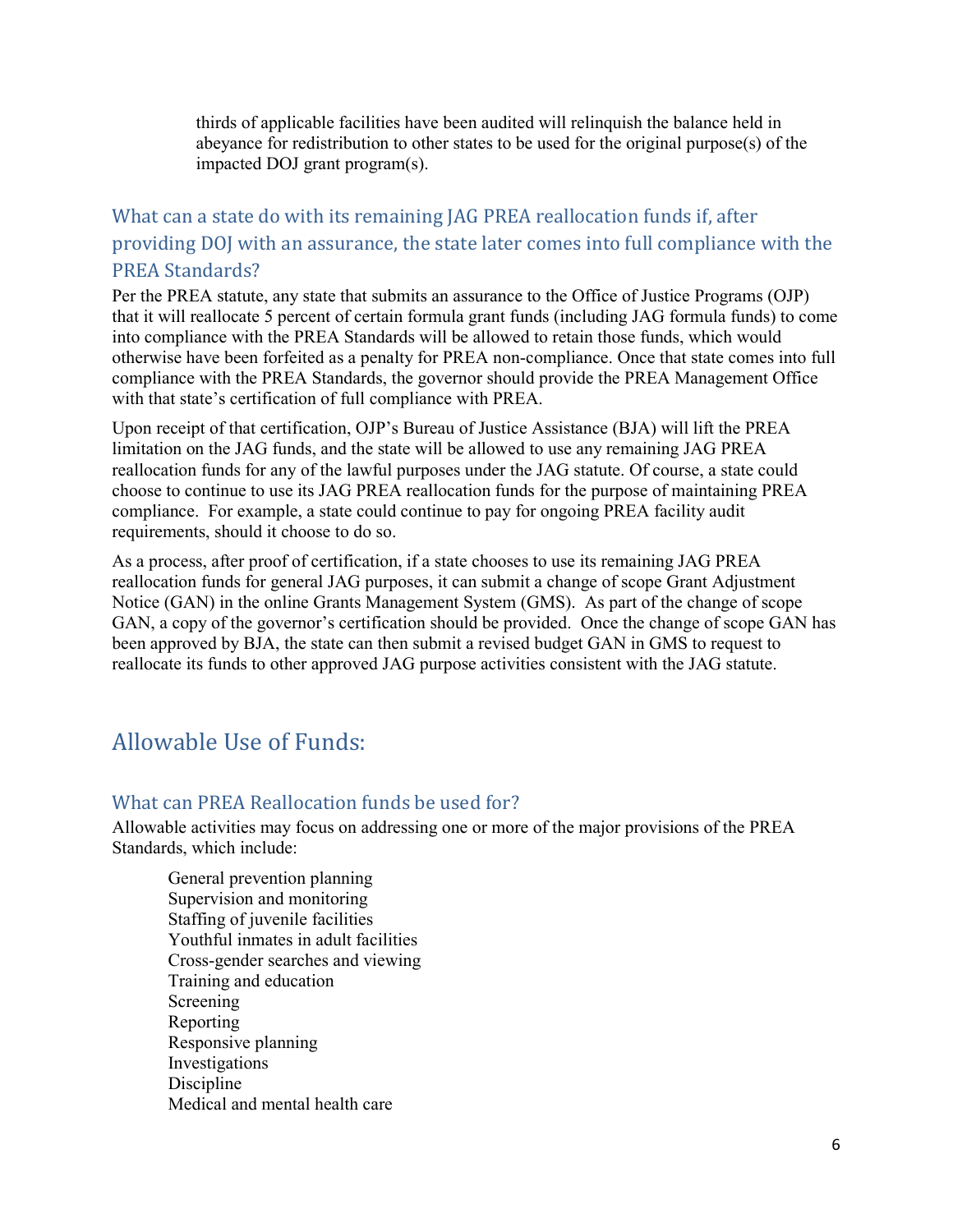thirds of applicable facilities have been audited will relinquish the balance held in abeyance for redistribution to other states to be used for the original purpose(s) of the impacted DOJ grant program(s).

### What can a state do with its remaining JAG PREA reallocation funds if, after providing DOJ with an assurance, the state later comes into full compliance with the PREA Standards?

Per the PREA statute, any state that submits an assurance to the Office of Justice Programs (OJP) that it will reallocate 5 percent of certain formula grant funds (including JAG formula funds) to come into compliance with the PREA Standards will be allowed to retain those funds, which would otherwise have been forfeited as a penalty for PREA non-compliance. Once that state comes into full compliance with the PREA Standards, the governor should provide the PREA Management Office with that state's certification of full compliance with PREA.

Upon receipt of that certification, OJP's Bureau of Justice Assistance (BJA) will lift the PREA limitation on the JAG funds, and the state will be allowed to use any remaining JAG PREA reallocation funds for any of the lawful purposes under the JAG statute. Of course, a state could choose to continue to use its JAG PREA reallocation funds for the purpose of maintaining PREA compliance. For example, a state could continue to pay for ongoing PREA facility audit requirements, should it choose to do so.

As a process, after proof of certification, if a state chooses to use its remaining JAG PREA reallocation funds for general JAG purposes, it can submit a change of scope Grant Adjustment Notice (GAN) in the online Grants Management System (GMS). As part of the change of scope GAN, a copy of the governor's certification should be provided. Once the change of scope GAN has been approved by BJA, the state can then submit a revised budget GAN in GMS to request to reallocate its funds to other approved JAG purpose activities consistent with the JAG statute.

## Allowable Use of Funds:

### What can PREA Reallocation funds be used for?

Allowable activities may focus on addressing one or more of the major provisions of the PREA Standards, which include:

- General prevention planning
- Supervision and monitoring
- Staffing of juvenile facilities
- Youthful inmates in adult facilities
- Cross-gender searches and viewing
- Training and education
- Screening
- Reporting
- Responsive planning
- Investigations
- Discipline
- Medical and mental health care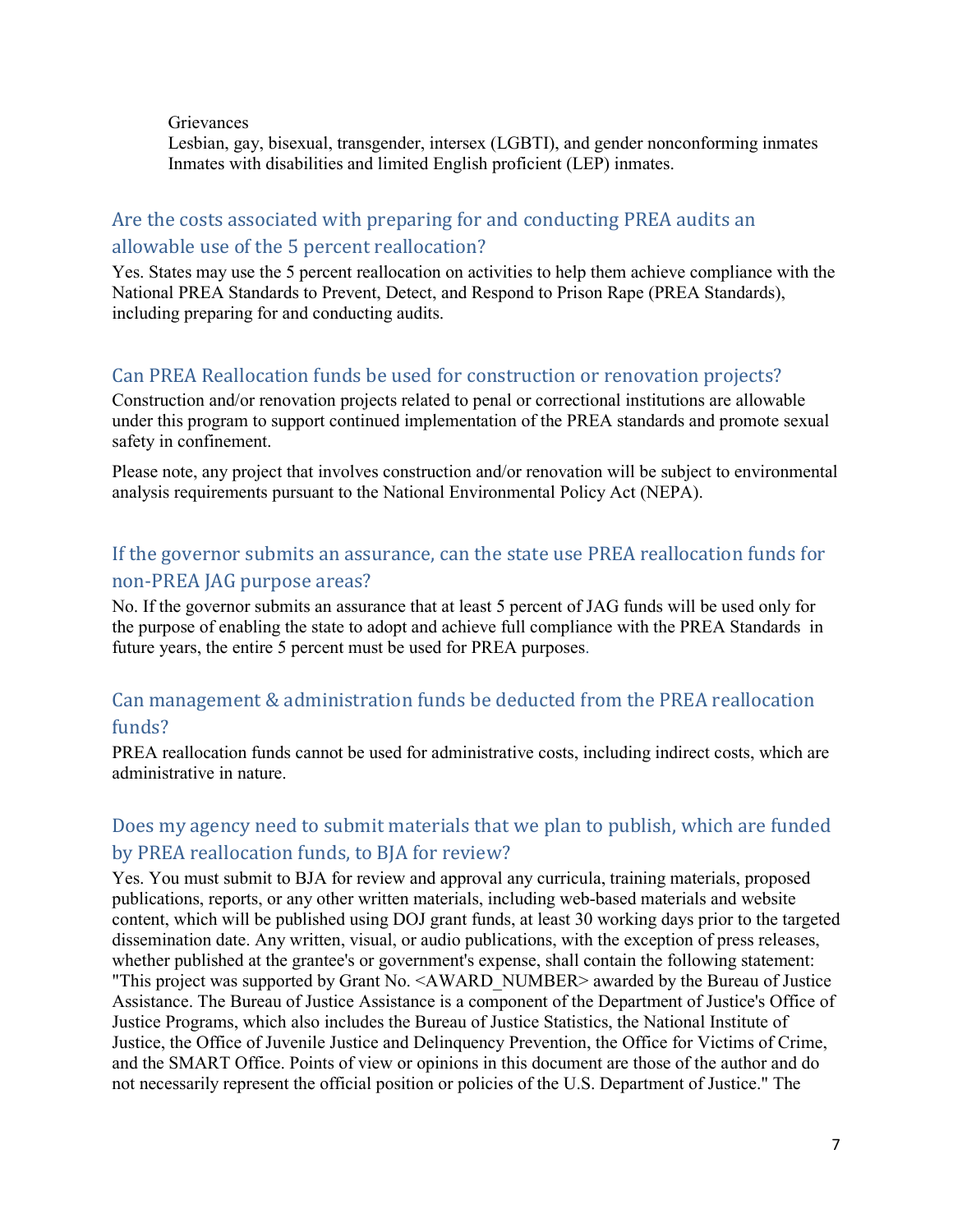Grievances
Lesbian, gay, bisexual, transgender, intersex (LGBTI), and gender nonconforming inmates
Inmates with disabilities and limited English proficient (LEP) inmates.

## Are the costs associated with preparing for and conducting PREA audits an allowable use of the 5 percent reallocation?

Yes. States may use the 5 percent reallocation on activities to help them achieve compliance with the National PREA Standards to Prevent, Detect, and Respond to Prison Rape (PREA Standards), including preparing for and conducting audits.

## Can PREA Reallocation funds be used for construction or renovation projects?

Construction and/or renovation projects related to penal or correctional institutions are allowable under this program to support continued implementation of the PREA standards and promote sexual safety in confinement.

Please note, any project that involves construction and/or renovation will be subject to environmental analysis requirements pursuant to the National Environmental Policy Act (NEPA).

## If the governor submits an assurance, can the state use PREA reallocation funds for non-PREA JAG purpose areas?

No. If the governor submits an assurance that at least 5 percent of JAG funds will be used only for the purpose of enabling the state to adopt and achieve full compliance with the PREA Standards in future years, the entire 5 percent must be used for PREA purposes.

## Can management & administration funds be deducted from the PREA reallocation funds?

PREA reallocation funds cannot be used for administrative costs, including indirect costs, which are administrative in nature.

## Does my agency need to submit materials that we plan to publish, which are funded by PREA reallocation funds, to BJA for review?

Yes. You must submit to BJA for review and approval any curricula, training materials, proposed publications, reports, or any other written materials, including web-based materials and website content, which will be published using DOJ grant funds, at least 30 working days prior to the targeted dissemination date. Any written, visual, or audio publications, with the exception of press releases, whether published at the grantee's or government's expense, shall contain the following statement: "This project was supported by Grant No. <AWARD_NUMBER> awarded by the Bureau of Justice Assistance. The Bureau of Justice Assistance is a component of the Department of Justice's Office of Justice Programs, which also includes the Bureau of Justice Statistics, the National Institute of Justice, the Office of Juvenile Justice and Delinquency Prevention, the Office for Victims of Crime, and the SMART Office. Points of view or opinions in this document are those of the author and do not necessarily represent the official position or policies of the U.S. Department of Justice." The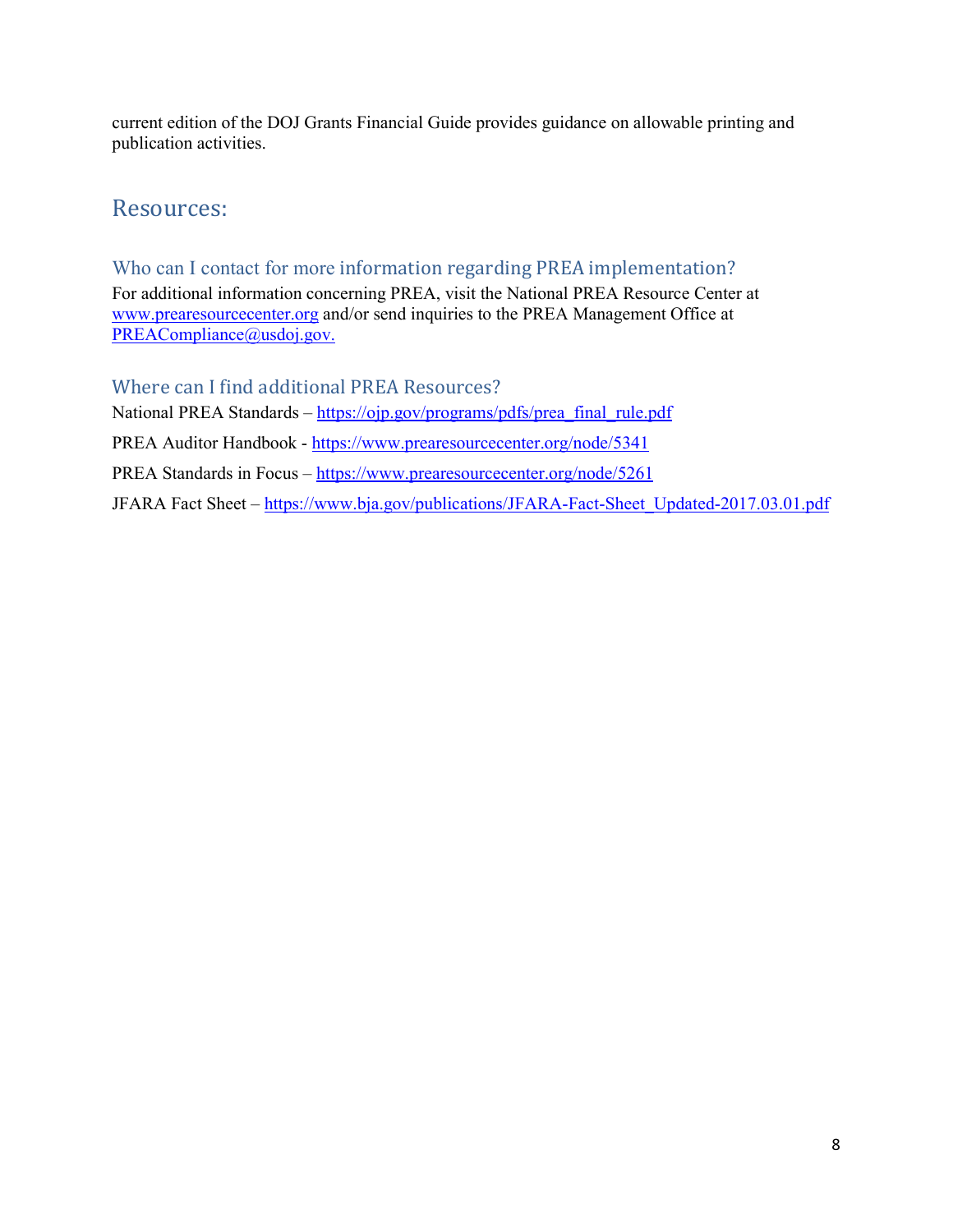current edition of the DOJ Grants Financial Guide provides guidance on allowable printing and publication activities.

## Resources:

### Who can I contact for more information regarding PREA implementation?

For additional information concerning PREA, visit the National PREA Resource Center at www.prearesourcecenter.org and/or send inquiries to the PREA Management Office at PREACompliance@usdoj.gov.

### Where can I find additional PREA Resources?

National PREA Standards – https://ojp.gov/programs/pdfs/prea_final_rule.pdf

PREA Auditor Handbook - https://www.prearesourcecenter.org/node/5341

PREA Standards in Focus – https://www.prearesourcecenter.org/node/5261

JFARA Fact Sheet – https://www.bja.gov/publications/JFARA-Fact-Sheet_Updated-2017.03.01.pdf